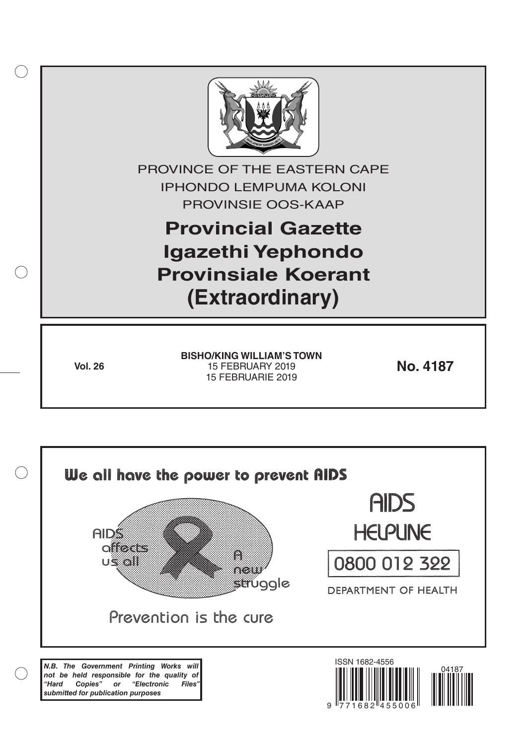PROVINCE OF THE EASTERN CAPE

IPHONDO LEMPUMA KOLONI

PROVINSIE OOS-KAAP

# Provincial Gazette
# Igazethi Yephondo
# Provinsiale Koerant
# (Extraordinary)

**Vol. 26**

**BISHO/KING WILLIAM'S TOWN**
15 FEBRUARY 2019
15 FEBRUARIE 2019

**No. 4187**

**We all have the power to prevent AIDS**

AIDS affects us all

A new struggle

Prevention is the cure

AIDS HELPLINE

0800 012 322

DEPARTMENT OF HEALTH

***N.B. The Government Printing Works will not be held responsible for the quality of "Hard Copies" or "Electronic Files" submitted for publication purposes***

ISSN 1682-4556

9 771682 455006

04187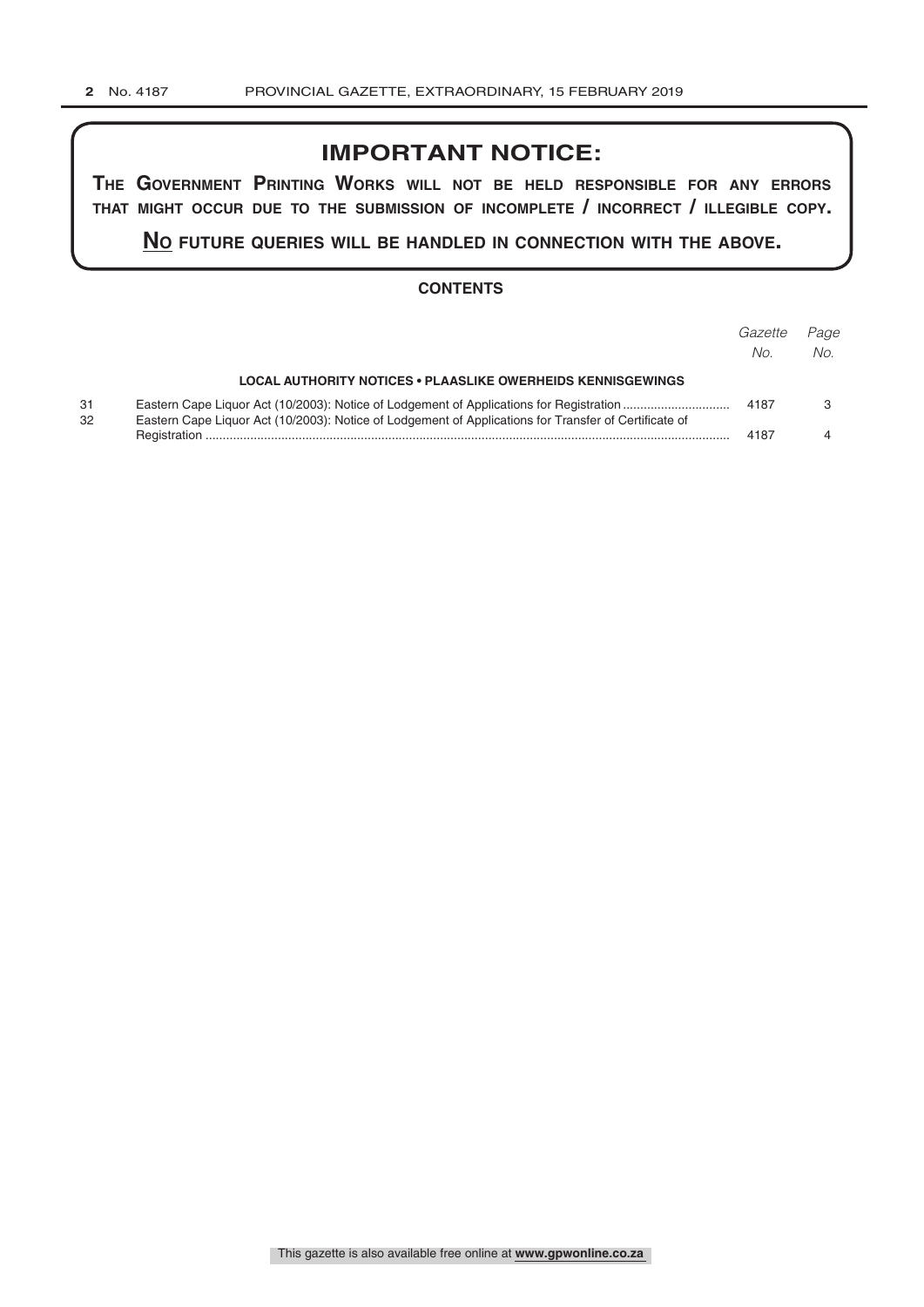# IMPORTANT NOTICE:

**THE GOVERNMENT PRINTING WORKS WILL NOT BE HELD RESPONSIBLE FOR ANY ERRORS THAT MIGHT OCCUR DUE TO THE SUBMISSION OF INCOMPLETE / INCORRECT / ILLEGIBLE COPY.**

**NO FUTURE QUERIES WILL BE HANDLED IN CONNECTION WITH THE ABOVE.**

## CONTENTS

| | | *Gazette No.* | *Page No.* |
|---|---|---|---|
| | **LOCAL AUTHORITY NOTICES • PLAASLIKE OWERHEIDS KENNISGEWINGS** | | |
| 31 | Eastern Cape Liquor Act (10/2003): Notice of Lodgement of Applications for Registration | 4187 | 3 |
| 32 | Eastern Cape Liquor Act (10/2003): Notice of Lodgement of Applications for Transfer of Certificate of Registration | 4187 | 4 |

This gazette is also available free online at **www.gpwonline.co.za**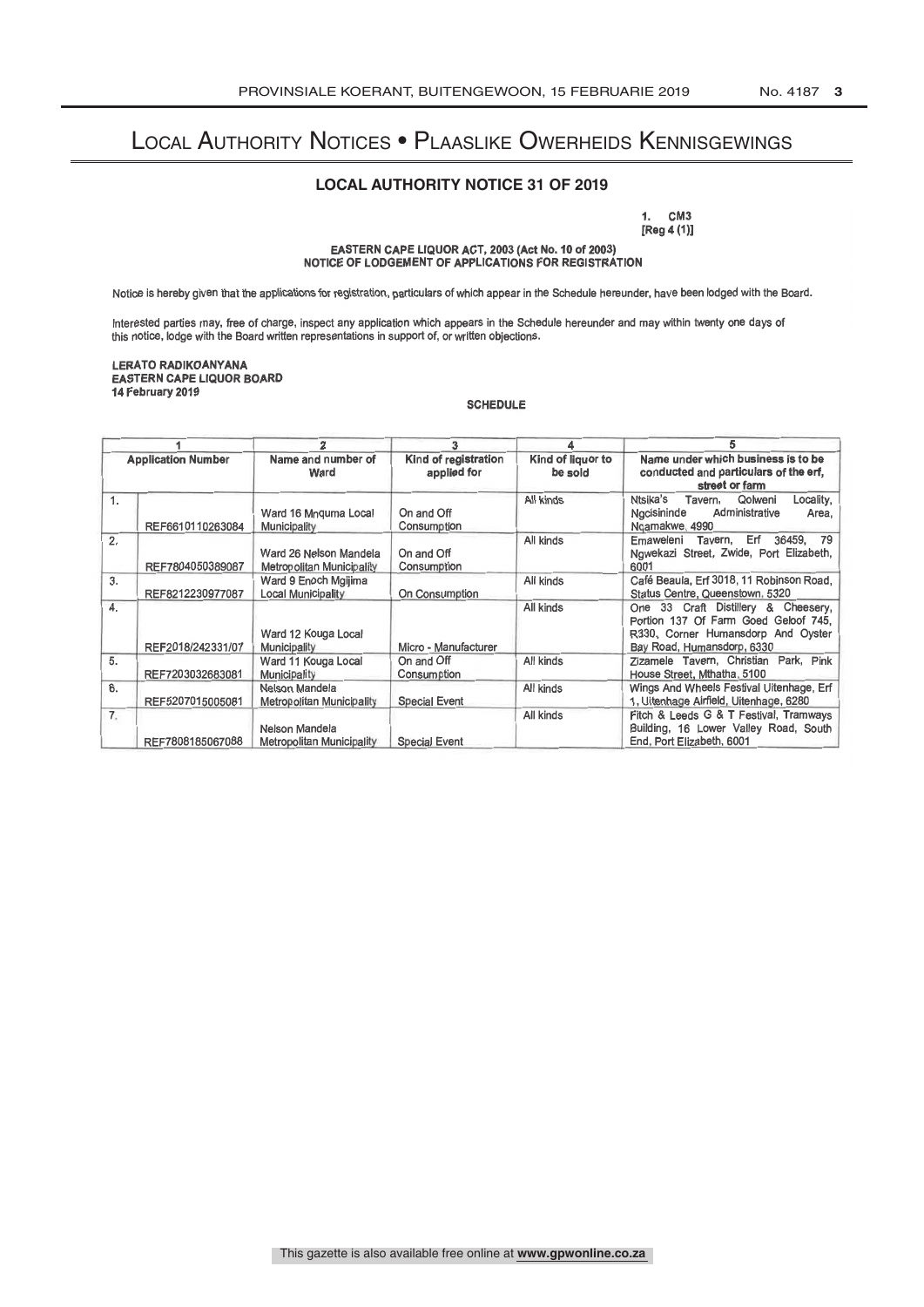# Local Authority Notices • Plaaslike Owerheids Kennisgewings

## LOCAL AUTHORITY NOTICE 31 OF 2019

1. CM3
[Reg 4 (1)]

**EASTERN CAPE LIQUOR ACT, 2003 (Act No. 10 of 2003)**
**NOTICE OF LODGEMENT OF APPLICATIONS FOR REGISTRATION**

Notice is hereby given that the applications for registration, particulars of which appear in the Schedule hereunder, have been lodged with the Board.

Interested parties may, free of charge, inspect any application which appears in the Schedule hereunder and may within twenty one days of this notice, lodge with the Board written representations in support of, or written objections.

**LERATO RADIKOANYANA**
**EASTERN CAPE LIQUOR BOARD**
**14 February 2019**

**SCHEDULE**

| | 1 | 2 | 3 | 4 | 5 |
|---|---|---|---|---|---|
| | Application Number | Name and number of Ward | Kind of registration applied for | Kind of liquor to be sold | Name under which business is to be conducted and particulars of the erf, street or farm |
| 1. | REF6610110263084 | Ward 16 Mnquma Local Municipality | On and Off Consumption | All kinds | Ntsika's Tavern, Qolweni Locality, Ngcisininde Administrative Area, Nqamakwe, 4990 |
| 2. | REF7804050389087 | Ward 26 Nelson Mandela Metropolitan Municipality | On and Off Consumption | All kinds | Emaweleni Tavern, Erf 36459, 79 Ngwekazi Street, Zwide, Port Elizabeth, 6001 |
| 3. | REF8212230977087 | Ward 9 Enoch Mgijima Local Municipality | On Consumption | All kinds | Café Beaula, Erf 3018, 11 Robinson Road, Status Centre, Queenstown, 5320 |
| 4. | REF2018/242331/07 | Ward 12 Kouga Local Municipality | Micro - Manufacturer | All kinds | One 33 Craft Distillery & Cheesery, Portion 137 Of Farm Goed Geloof 745, R330, Corner Humansdorp And Oyster Bay Road, Humansdorp, 6330 |
| 5. | REF7203032683081 | Ward 11 Kouga Local Municipality | On and Off Consumption | All kinds | Zizamele Tavern, Christian Park, Pink House Street, Mthatha, 5100 |
| 6. | REF5207015005081 | Nelson Mandela Metropolitan Municipality | Special Event | All kinds | Wings And Wheels Festival Uitenhage, Erf 1, Uitenhage Airfield, Uitenhage, 6280 |
| 7. | REF7808185067088 | Nelson Mandela Metropolitan Municipality | Special Event | All kinds | Fitch & Leeds G & T Festival, Tramways Building, 16 Lower Valley Road, South End, Port Elizabeth, 6001 |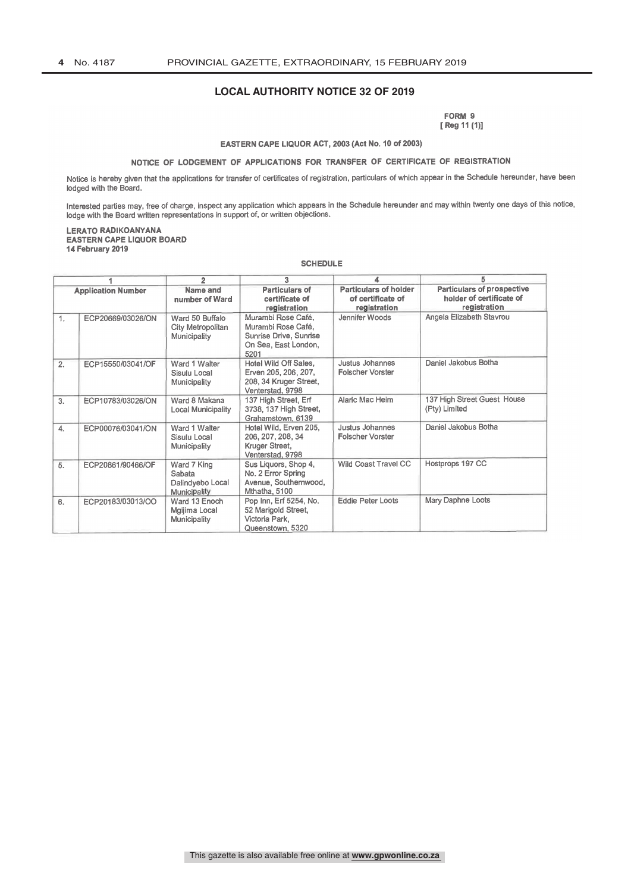## LOCAL AUTHORITY NOTICE 32 OF 2019

**FORM 9**
**[ Reg 11 (1)]**

**EASTERN CAPE LIQUOR ACT, 2003 (Act No. 10 of 2003)**

**NOTICE OF LODGEMENT OF APPLICATIONS FOR TRANSFER OF CERTIFICATE OF REGISTRATION**

Notice is hereby given that the applications for transfer of certificates of registration, particulars of which appear in the Schedule hereunder, have been lodged with the Board.

Interested parties may, free of charge, inspect any application which appears in the Schedule hereunder and may within twenty one days of this notice, lodge with the Board written representations in support of, or written objections.

**LERATO RADIKOANYANA**
**EASTERN CAPE LIQUOR BOARD**
**14 February 2019**

**SCHEDULE**

| 1 | | 2 | 3 | 4 | 5 |
|---|---|---|---|---|---|
| **Application Number** | | **Name and number of Ward** | **Particulars of certificate of registration** | **Particulars of holder of certificate of registration** | **Particulars of prospective holder of certificate of registration** |
| 1. | ECP20669/03026/ON | Ward 50 Buffalo City Metropolitan Municipality | Murambi Rose Café, Murambi Rose Café, Sunrise Drive, Sunrise On Sea, East London, 5201 | Jennifer Woods | Angela Elizabeth Stavrou |
| 2. | ECP15550/03041/OF | Ward 1 Walter Sisulu Local Municipality | Hotel Wild Off Sales, Erven 205, 206, 207, 208, 34 Kruger Street, Venterstad, 9798 | Justus Johannes Folscher Vorster | Daniel Jakobus Botha |
| 3. | ECP10783/03026/ON | Ward 8 Makana Local Municipality | 137 High Street, Erf 3738, 137 High Street, Grahamstown, 6139 | Alaric Mac Heim | 137 High Street Guest House (Pty) Limited |
| 4. | ECP00076/03041/ON | Ward 1 Walter Sisulu Local Municipality | Hotel Wild, Erven 205, 206, 207, 208, 34 Kruger Street, Venterstad, 9798 | Justus Johannes Folscher Vorster | Daniel Jakobus Botha |
| 5. | ECP20861/90466/OF | Ward 7 King Sabata Dalindyebo Local Municipality | Sus Liquors, Shop 4, No. 2 Error Spring Avenue, Southernwood, Mthatha, 5100 | Wild Coast Travel CC | Hostprops 197 CC |
| 6. | ECP20183/03013/OO | Ward 13 Enoch Mgijima Local Municipality | Pop Inn, Erf 5254, No. 52 Marigold Street, Victoria Park, Queenstown, 5320 | Eddie Peter Loots | Mary Daphne Loots |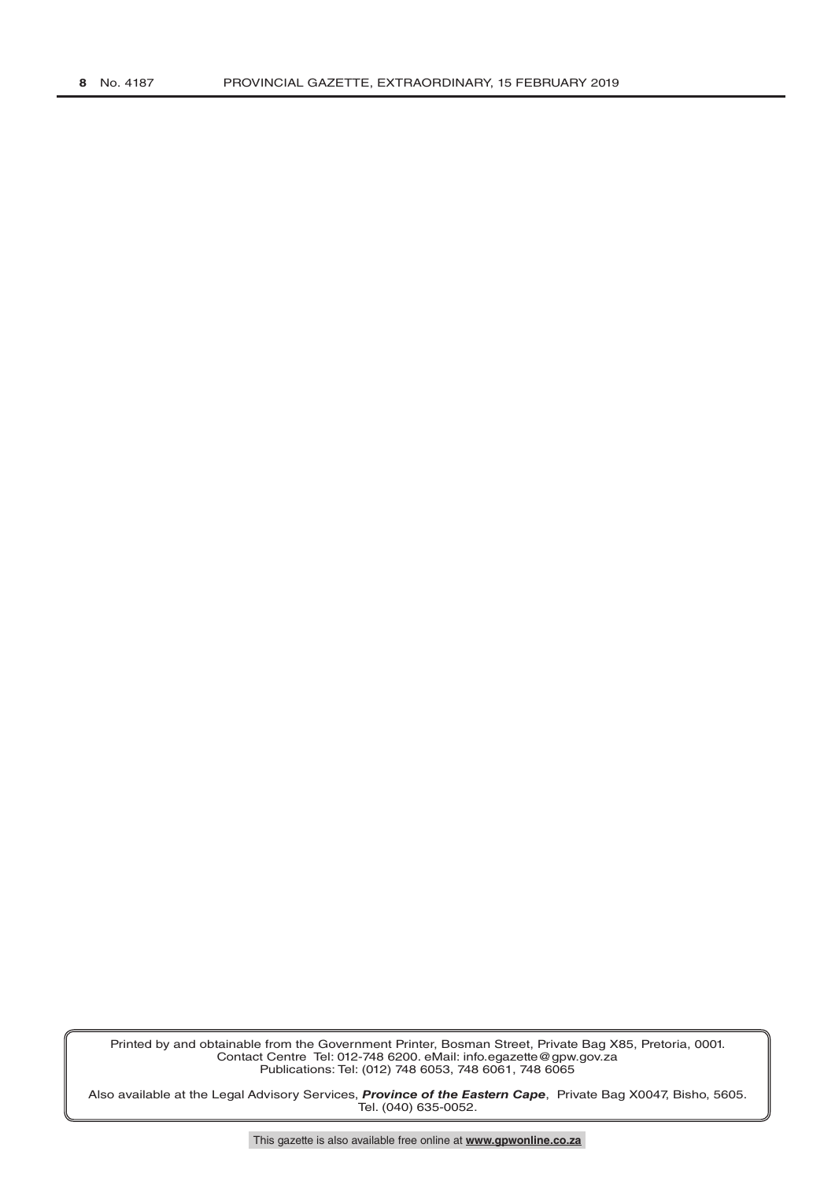Printed by and obtainable from the Government Printer, Bosman Street, Private Bag X85, Pretoria, 0001.
Contact Centre Tel: 012-748 6200. eMail: info.egazette@gpw.gov.za
Publications: Tel: (012) 748 6053, 748 6061, 748 6065

Also available at the Legal Advisory Services, ***Province of the Eastern Cape***, Private Bag X0047, Bisho, 5605.
Tel. (040) 635-0052.

This gazette is also available free online at **www.gpwonline.co.za**